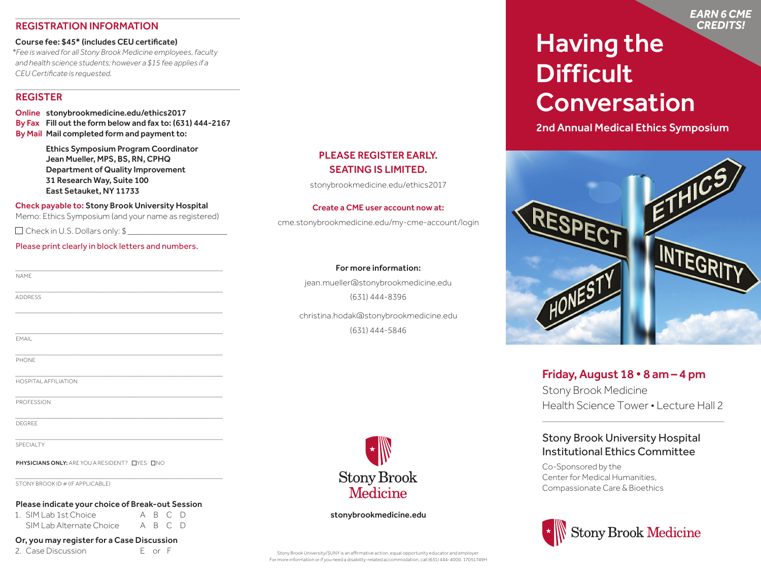## REGISTRATION INFORMATION

**Course fee: $45* (includes CEU certificate)**

*\*Fee is waived for all Stony Brook Medicine employees, faculty and health science students; however a $15 fee applies if a CEU Certificate is requested.*

## REGISTER

**Online** stonybrookmedicine.edu/ethics2017
**By Fax** Fill out the form below and fax to: (631) 444-2167
**By Mail** Mail completed form and payment to:

**Ethics Symposium Program Coordinator**
**Jean Mueller, MPS, BS, RN, CPHQ**
**Department of Quality Improvement**
**31 Research Way, Suite 100**
**East Setauket, NY 11733**

**Check payable to: Stony Brook University Hospital**
Memo: Ethics Symposium (and your name as registered)

☐ Check in U.S. Dollars only: $ ______________________

Please print clearly in block letters and numbers.

NAME ______________________________________________

ADDRESS ______________________________________________

______________________________________________

EMAIL ______________________________________________

PHONE ______________________________________________

HOSPITAL AFFILIATION ______________________________________________

PROFESSION ______________________________________________

DEGREE ______________________________________________

SPECIALTY ______________________________________________

**PHYSICIANS ONLY:** ARE YOU A RESIDENT? ☐YES ☐NO

STONY BROOK ID # (IF APPLICABLE) ______________________________________________

**Please indicate your choice of Break-out Session**

1. SIM Lab 1st Choice A B C D
   SIM Lab Alternate Choice A B C D

**Or, you may register for a Case Discussion**

2. Case Discussion E or F

**PLEASE REGISTER EARLY.**
**SEATING IS LIMITED.**

stonybrookmedicine.edu/ethics2017

**Create a CME user account now at:**

cme.stonybrookmedicine.edu/my-cme-account/login

**For more information:**

jean.mueller@stonybrookmedicine.edu
(631) 444-8396

christina.hodak@stonybrookmedicine.edu
(631) 444-5846

Stony Brook Medicine

**stonybrookmedicine.edu**

Stony Brook University/SUNY is an affirmative action, equal opportunity educator and employer. For more information or if you need a disability-related accommodation, call (631) 444-4000. 17051749H

***EARN 6 CME CREDITS!***

# Having the Difficult Conversation

## 2nd Annual Medical Ethics Symposium

**Friday, August 18 • 8 am – 4 pm**
Stony Brook Medicine
Health Science Tower • Lecture Hall 2

### Stony Brook University Hospital Institutional Ethics Committee

Co-Sponsored by the
Center for Medical Humanities,
Compassionate Care & Bioethics

Stony Brook Medicine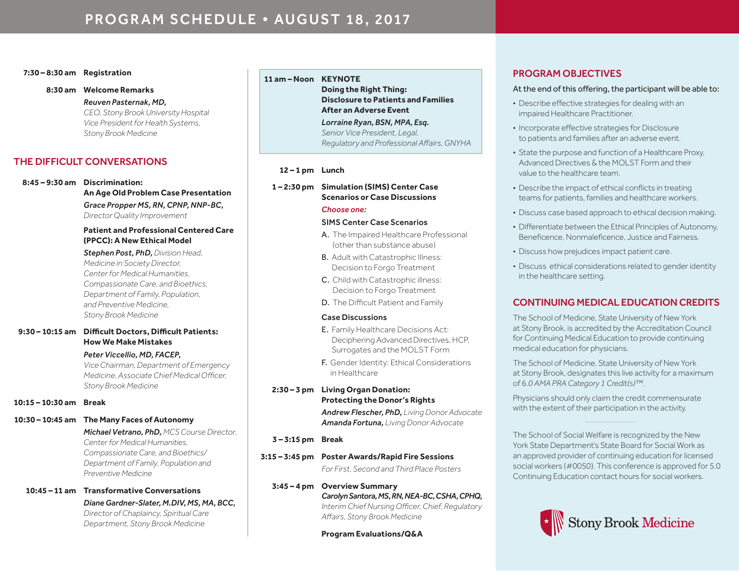# PROGRAM SCHEDULE • AUGUST 18, 2017

**7:30 – 8:30 am** **Registration**

**8:30 am** **Welcome Remarks**

***Reuven Pasternak, MD,***
*CEO, Stony Brook University Hospital*
*Vice President for Health Systems,*
*Stony Brook Medicine*

## THE DIFFICULT CONVERSATIONS

**8:45 – 9:30 am** **Discrimination: An Age Old Problem Case Presentation**

***Grace Propper MS, RN, CPNP, NNP-BC,***
*Director Quality Improvement*

**Patient and Professional Centered Care (PPCC): A New Ethical Model**

***Stephen Post, PhD,*** *Division Head, Medicine in Society Director, Center for Medical Humanities, Compassionate Care, and Bioethics, Department of Family, Population, and Preventive Medicine, Stony Brook Medicine*

**9:30 – 10:15 am** **Difficult Doctors, Difficult Patients: How We Make Mistakes**

***Peter Viccellio, MD, FACEP,***
*Vice Chairman, Department of Emergency Medicine, Associate Chief Medical Officer, Stony Brook Medicine*

**10:15 – 10:30 am** **Break**

**10:30 – 10:45 am** **The Many Faces of Autonomy**

***Michael Vetrano, PhD,*** *MCS Course Director, Center for Medical Humanities, Compassionate Care, and Bioethics/ Department of Family, Population and Preventive Medicine*

**10:45 – 11 am** **Transformative Conversations**

***Diane Gardner-Slater, M.DIV, MS, MA, BCC,***
*Director of Chaplaincy, Spiritual Care Department, Stony Brook Medicine*

**11 am – Noon** **KEYNOTE**
**Doing the Right Thing: Disclosure to Patients and Families After an Adverse Event**

***Lorraine Ryan, BSN, MPA, Esq.***
*Senior Vice President, Legal, Regulatory and Professional Affairs, GNYHA*

**12 – 1 pm** **Lunch**

**1 – 2:30 pm** **Simulation (SIMS) Center Case Scenarios or Case Discussions**

*Choose one:*

**SIMS Center Case Scenarios**

A. The Impaired Healthcare Professional (other than substance abuse)
B. Adult with Catastrophic Illness: Decision to Forgo Treatment
C. Child with Catastrophic illness: Decision to Forgo Treatment
D. The Difficult Patient and Family

**Case Discussions**

E. Family Healthcare Decisions Act: Deciphering Advanced Directives, HCP, Surrogates and the MOLST Form
F. Gender Identity: Ethical Considerations in Healthcare

**2:30 – 3 pm** **Living Organ Donation: Protecting the Donor's Rights**

***Andrew Flescher, PhD,*** *Living Donor Advocate*
***Amanda Fortuna,*** *Living Donor Advocate*

**3 – 3:15 pm** **Break**

**3:15 – 3:45 pm** **Poster Awards/Rapid Fire Sessions**

*For First, Second and Third Place Posters*

**3:45 – 4 pm** **Overview Summary**

***Carolyn Santora, MS, RN, NEA-BC, CSHA, CPHQ,***
*Interim Chief Nursing Officer, Chief, Regulatory Affairs, Stony Brook Medicine*

**Program Evaluations/Q&A**

## PROGRAM OBJECTIVES

At the end of this offering, the participant will be able to:

- Describe effective strategies for dealing with an impaired Healthcare Practitioner.
- Incorporate effective strategies for Disclosure to patients and families after an adverse event.
- State the purpose and function of a Healthcare Proxy, Advanced Directives & the MOLST Form and their value to the healthcare team.
- Describe the impact of ethical conflicts in treating teams for patients, families and healthcare workers.
- Discuss case based approach to ethical decision making.
- Differentiate between the Ethical Principles of Autonomy, Beneficence, Nonmaleficence, Justice and Fairness.
- Discuss how prejudices impact patient care.
- Discuss ethical considerations related to gender identity in the healthcare setting.

## CONTINUING MEDICAL EDUCATION CREDITS

The School of Medicine, State University of New York at Stony Brook, is accredited by the Accreditation Council for Continuing Medical Education to provide continuing medical education for physicians.

The School of Medicine, State University of New York at Stony Brook, designates this live activity for a maximum of 6.0 *AMA PRA Category 1 Credit(s)™.*

Physicians should only claim the credit commensurate with the extent of their participation in the activity.

The School of Social Welfare is recognized by the New York State Department's State Board for Social Work as an approved provider of continuing education for licensed social workers (#0050). This conference is approved for 5.0 Continuing Education contact hours for social workers.

Stony Brook Medicine